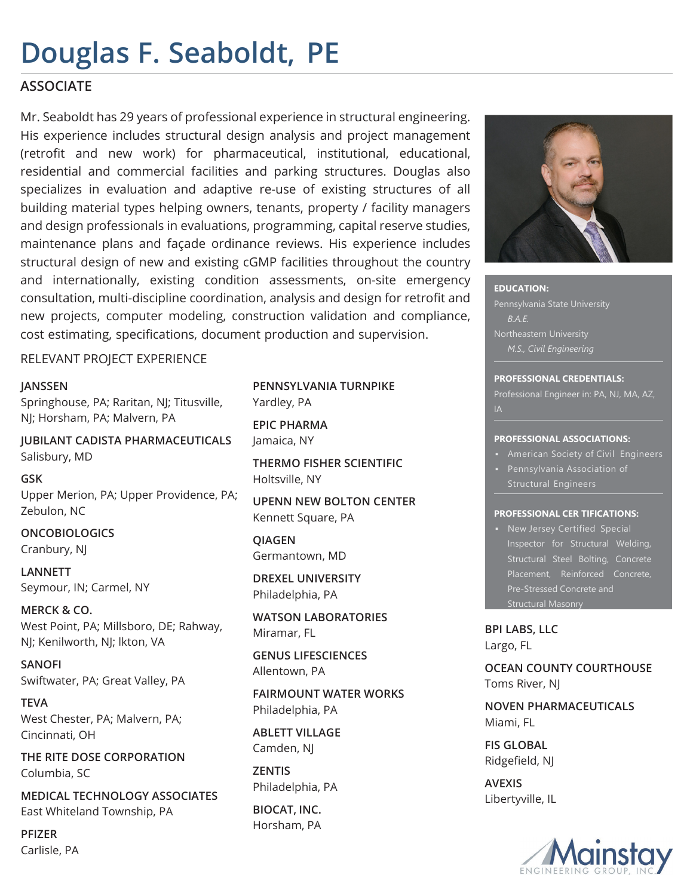# Douglas F. Seaboldt, PE

## ASSOCIATE

Mr. Seaboldt has 29 years of professional experience in structural engineering. His experience includes structural design analysis and project management (retrofit and new work) for pharmaceutical, institutional, educational, residential and commercial facilities and parking structures. Douglas also specializes in evaluation and adaptive re-use of existing structures of all building material types helping owners, tenants, property / facility managers and design professionals in evaluations, programming, capital reserve studies, maintenance plans and façade ordinance reviews. His experience includes structural design of new and existing cGMP facilities throughout the country and internationally, existing condition assessments, on-site emergency consultation, multi-discipline coordination, analysis and design for retrofit and new projects, computer modeling, construction validation and compliance, cost estimating, specifications, document production and supervision.

**EDUCATION:**

Pennsylvania State University
*B.A.E.*

Northeastern University
*M.S., Civil Engineering*

**PROFESSIONAL CREDENTIALS:**

Professional Engineer in: PA, NJ, MA, AZ, IA

**PROFESSIONAL ASSOCIATIONS:**

- American Society of Civil Engineers
- Pennsylvania Association of Structural Engineers

**PROFESSIONAL CER TIFICATIONS:**

- New Jersey Certified Special Inspector for Structural Welding, Structural Steel Bolting, Concrete Placement, Reinforced Concrete, Pre-Stressed Concrete and Structural Masonry

RELEVANT PROJECT EXPERIENCE

**JANSSEN**
Springhouse, PA; Raritan, NJ; Titusville, NJ; Horsham, PA; Malvern, PA

**JUBILANT CADISTA PHARMACEUTICALS**
Salisbury, MD

**GSK**
Upper Merion, PA; Upper Providence, PA; Zebulon, NC

**ONCOBIOLOGICS**
Cranbury, NJ

**LANNETT**
Seymour, IN; Carmel, NY

**MERCK & CO.**
West Point, PA; Millsboro, DE; Rahway, NJ; Kenilworth, NJ; lkton, VA

**SANOFI**
Swiftwater, PA; Great Valley, PA

**TEVA**
West Chester, PA; Malvern, PA; Cincinnati, OH

**THE RITE DOSE CORPORATION**
Columbia, SC

**MEDICAL TECHNOLOGY ASSOCIATES**
East Whiteland Township, PA

**PFIZER**
Carlisle, PA

**PENNSYLVANIA TURNPIKE**
Yardley, PA

**EPIC PHARMA**
Jamaica, NY

**THERMO FISHER SCIENTIFIC**
Holtsville, NY

**UPENN NEW BOLTON CENTER**
Kennett Square, PA

**QIAGEN**
Germantown, MD

**DREXEL UNIVERSITY**
Philadelphia, PA

**WATSON LABORATORIES**
Miramar, FL

**GENUS LIFESCIENCES**
Allentown, PA

**FAIRMOUNT WATER WORKS**
Philadelphia, PA

**ABLETT VILLAGE**
Camden, NJ

**ZENTIS**
Philadelphia, PA

**BIOCAT, INC.**
Horsham, PA

**BPI LABS, LLC**
Largo, FL

**OCEAN COUNTY COURTHOUSE**
Toms River, NJ

**NOVEN PHARMACEUTICALS**
Miami, FL

**FIS GLOBAL**
Ridgefield, NJ

**AVEXIS**
Libertyville, IL

Mainstay ENGINEERING GROUP, INC.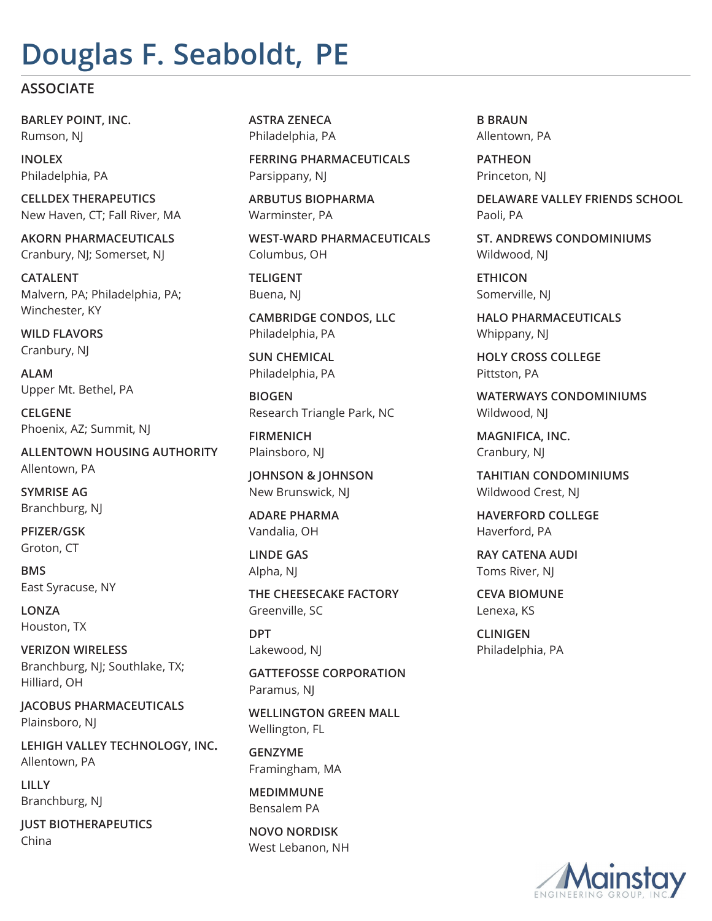# Douglas F. Seaboldt, PE

## ASSOCIATE

**BARLEY POINT, INC.**
Rumson, NJ

**INOLEX**
Philadelphia, PA

**CELLDEX THERAPEUTICS**
New Haven, CT; Fall River, MA

**AKORN PHARMACEUTICALS**
Cranbury, NJ; Somerset, NJ

**CATALENT**
Malvern, PA; Philadelphia, PA; Winchester, KY

**WILD FLAVORS**
Cranbury, NJ

**ALAM**
Upper Mt. Bethel, PA

**CELGENE**
Phoenix, AZ; Summit, NJ

**ALLENTOWN HOUSING AUTHORITY**
Allentown, PA

**SYMRISE AG**
Branchburg, NJ

**PFIZER/GSK**
Groton, CT

**BMS**
East Syracuse, NY

**LONZA**
Houston, TX

**VERIZON WIRELESS**
Branchburg, NJ; Southlake, TX; Hilliard, OH

**JACOBUS PHARMACEUTICALS**
Plainsboro, NJ

**LEHIGH VALLEY TECHNOLOGY, INC.**
Allentown, PA

**LILLY**
Branchburg, NJ

**JUST BIOTHERAPEUTICS**
China

**ASTRA ZENECA**
Philadelphia, PA

**FERRING PHARMACEUTICALS**
Parsippany, NJ

**ARBUTUS BIOPHARMA**
Warminster, PA

**WEST-WARD PHARMACEUTICALS**
Columbus, OH

**TELIGENT**
Buena, NJ

**CAMBRIDGE CONDOS, LLC**
Philadelphia, PA

**SUN CHEMICAL**
Philadelphia, PA

**BIOGEN**
Research Triangle Park, NC

**FIRMENICH**
Plainsboro, NJ

**JOHNSON & JOHNSON**
New Brunswick, NJ

**ADARE PHARMA**
Vandalia, OH

**LINDE GAS**
Alpha, NJ

**THE CHEESECAKE FACTORY**
Greenville, SC

**DPT**
Lakewood, NJ

**GATTEFOSSE CORPORATION**
Paramus, NJ

**WELLINGTON GREEN MALL**
Wellington, FL

**GENZYME**
Framingham, MA

**MEDIMMUNE**
Bensalem PA

**NOVO NORDISK**
West Lebanon, NH

**B BRAUN**
Allentown, PA

**PATHEON**
Princeton, NJ

**DELAWARE VALLEY FRIENDS SCHOOL**
Paoli, PA

**ST. ANDREWS CONDOMINIUMS**
Wildwood, NJ

**ETHICON**
Somerville, NJ

**HALO PHARMACEUTICALS**
Whippany, NJ

**HOLY CROSS COLLEGE**
Pittston, PA

**WATERWAYS CONDOMINIUMS**
Wildwood, NJ

**MAGNIFICA, INC.**
Cranbury, NJ

**TAHITIAN CONDOMINIUMS**
Wildwood Crest, NJ

**HAVERFORD COLLEGE**
Haverford, PA

**RAY CATENA AUDI**
Toms River, NJ

**CEVA BIOMUNE**
Lenexa, KS

**CLINIGEN**
Philadelphia, PA

Mainstay ENGINEERING GROUP, INC.